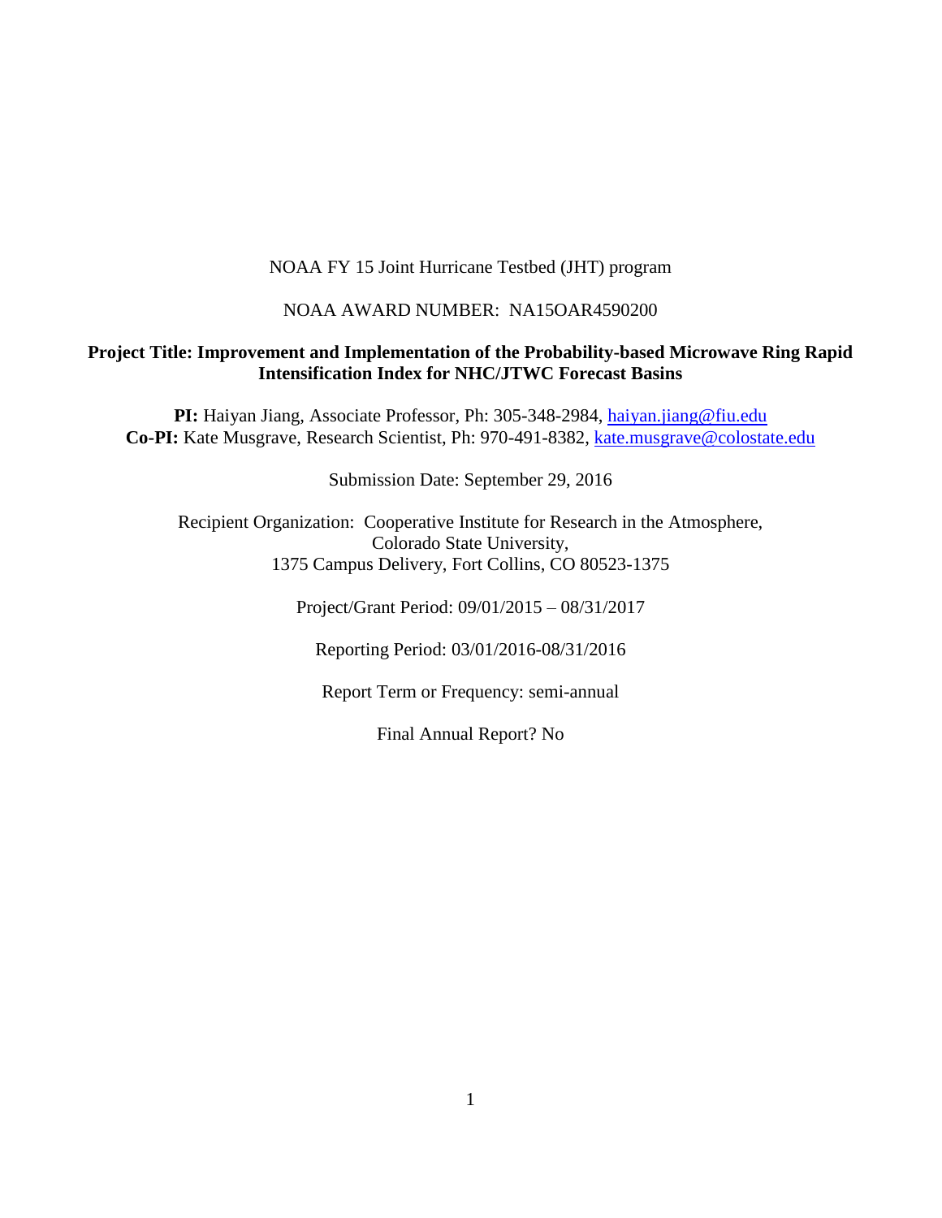NOAA FY 15 Joint Hurricane Testbed (JHT) program

NOAA AWARD NUMBER: NA15OAR4590200

**Project Title: Improvement and Implementation of the Probability-based Microwave Ring Rapid Intensification Index for NHC/JTWC Forecast Basins**

**PI:** Haiyan Jiang, Associate Professor, Ph: 305-348-2984, haiyan.jiang@fiu.edu
**Co-PI:** Kate Musgrave, Research Scientist, Ph: 970-491-8382, kate.musgrave@colostate.edu

Submission Date: September 29, 2016

Recipient Organization: Cooperative Institute for Research in the Atmosphere,
Colorado State University,
1375 Campus Delivery, Fort Collins, CO 80523-1375

Project/Grant Period: 09/01/2015 – 08/31/2017

Reporting Period: 03/01/2016-08/31/2016

Report Term or Frequency: semi-annual

Final Annual Report? No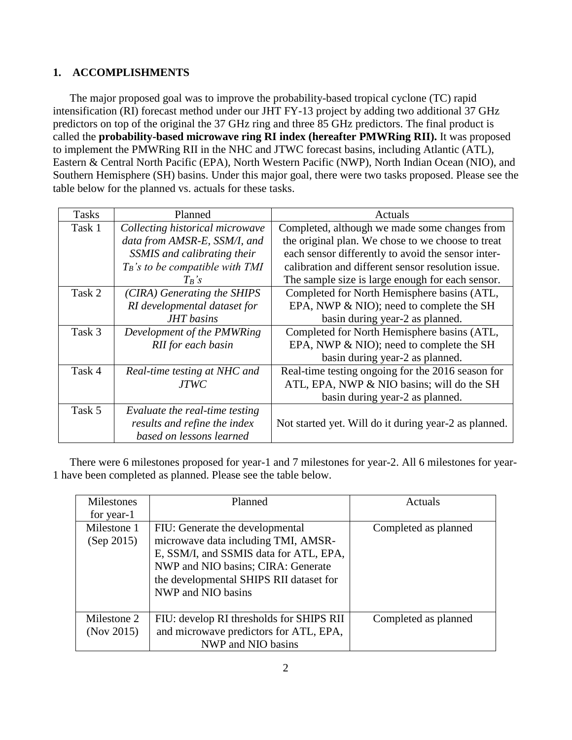## 1. ACCOMPLISHMENTS

The major proposed goal was to improve the probability-based tropical cyclone (TC) rapid intensification (RI) forecast method under our JHT FY-13 project by adding two additional 37 GHz predictors on top of the original the 37 GHz ring and three 85 GHz predictors. The final product is called the **probability-based microwave ring RI index (hereafter PMWRing RII).** It was proposed to implement the PMWRing RII in the NHC and JTWC forecast basins, including Atlantic (ATL), Eastern & Central North Pacific (EPA), North Western Pacific (NWP), North Indian Ocean (NIO), and Southern Hemisphere (SH) basins. Under this major goal, there were two tasks proposed. Please see the table below for the planned vs. actuals for these tasks.

| Tasks | Planned | Actuals |
|---|---|---|
| Task 1 | *Collecting historical microwave data from AMSR-E, SSM/I, and SSMIS and calibrating their $T_B$'s to be compatible with TMI $T_B$'s* | Completed, although we made some changes from the original plan. We chose to we choose to treat each sensor differently to avoid the sensor inter-calibration and different sensor resolution issue. The sample size is large enough for each sensor. |
| Task 2 | *(CIRA) Generating the SHIPS RI developmental dataset for JHT basins* | Completed for North Hemisphere basins (ATL, EPA, NWP & NIO); need to complete the SH basin during year-2 as planned. |
| Task 3 | *Development of the PMWRing RII for each basin* | Completed for North Hemisphere basins (ATL, EPA, NWP & NIO); need to complete the SH basin during year-2 as planned. |
| Task 4 | *Real-time testing at NHC and JTWC* | Real-time testing ongoing for the 2016 season for ATL, EPA, NWP & NIO basins; will do the SH basin during year-2 as planned. |
| Task 5 | *Evaluate the real-time testing results and refine the index based on lessons learned* | Not started yet. Will do it during year-2 as planned. |

There were 6 milestones proposed for year-1 and 7 milestones for year-2. All 6 milestones for year-1 have been completed as planned. Please see the table below.

| Milestones for year-1 | Planned | Actuals |
|---|---|---|
| Milestone 1 (Sep 2015) | FIU: Generate the developmental microwave data including TMI, AMSR-E, SSM/I, and SSMIS data for ATL, EPA, NWP and NIO basins; CIRA: Generate the developmental SHIPS RII dataset for NWP and NIO basins | Completed as planned |
| Milestone 2 (Nov 2015) | FIU: develop RI thresholds for SHIPS RII and microwave predictors for ATL, EPA, NWP and NIO basins | Completed as planned |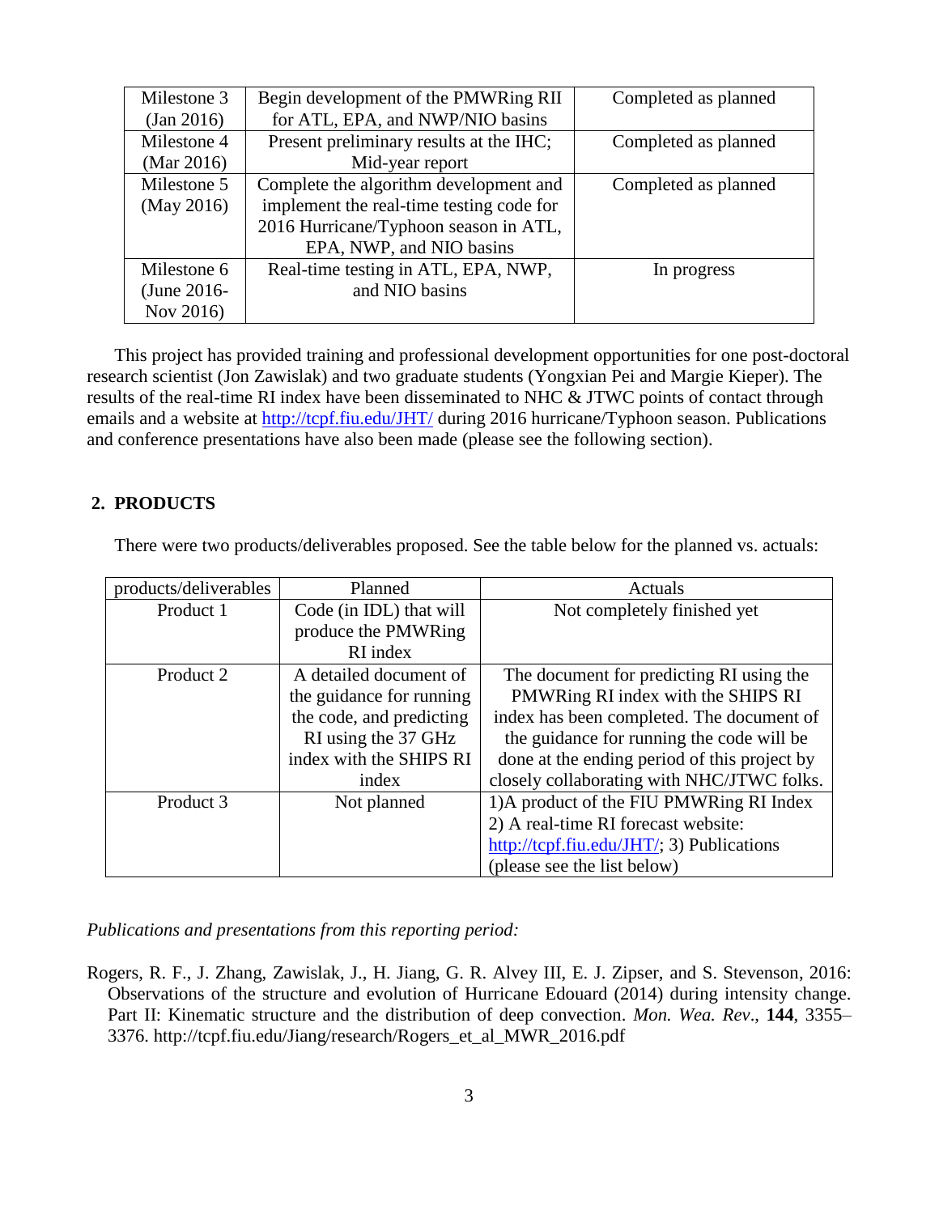| Milestone 3 (Jan 2016) | Begin development of the PMWRing RII for ATL, EPA, and NWP/NIO basins | Completed as planned |
|---|---|---|
| Milestone 4 (Mar 2016) | Present preliminary results at the IHC; Mid-year report | Completed as planned |
| Milestone 5 (May 2016) | Complete the algorithm development and implement the real-time testing code for 2016 Hurricane/Typhoon season in ATL, EPA, NWP, and NIO basins | Completed as planned |
| Milestone 6 (June 2016-Nov 2016) | Real-time testing in ATL, EPA, NWP, and NIO basins | In progress |

This project has provided training and professional development opportunities for one post-doctoral research scientist (Jon Zawislak) and two graduate students (Yongxian Pei and Margie Kieper). The results of the real-time RI index have been disseminated to NHC & JTWC points of contact through emails and a website at http://tcpf.fiu.edu/JHT/ during 2016 hurricane/Typhoon season. Publications and conference presentations have also been made (please see the following section).

## 2. PRODUCTS

There were two products/deliverables proposed. See the table below for the planned vs. actuals:

| products/deliverables | Planned | Actuals |
|---|---|---|
| Product 1 | Code (in IDL) that will produce the PMWRing RI index | Not completely finished yet |
| Product 2 | A detailed document of the guidance for running the code, and predicting RI using the 37 GHz index with the SHIPS RI index | The document for predicting RI using the PMWRing RI index with the SHIPS RI index has been completed. The document of the guidance for running the code will be done at the ending period of this project by closely collaborating with NHC/JTWC folks. |
| Product 3 | Not planned | 1)A product of the FIU PMWRing RI Index 2) A real-time RI forecast website: http://tcpf.fiu.edu/JHT/; 3) Publications (please see the list below) |

*Publications and presentations from this reporting period:*

Rogers, R. F., J. Zhang, Zawislak, J., H. Jiang, G. R. Alvey III, E. J. Zipser, and S. Stevenson, 2016: Observations of the structure and evolution of Hurricane Edouard (2014) during intensity change. Part II: Kinematic structure and the distribution of deep convection. *Mon. Wea. Rev*., **144**, 3355–3376. http://tcpf.fiu.edu/Jiang/research/Rogers_et_al_MWR_2016.pdf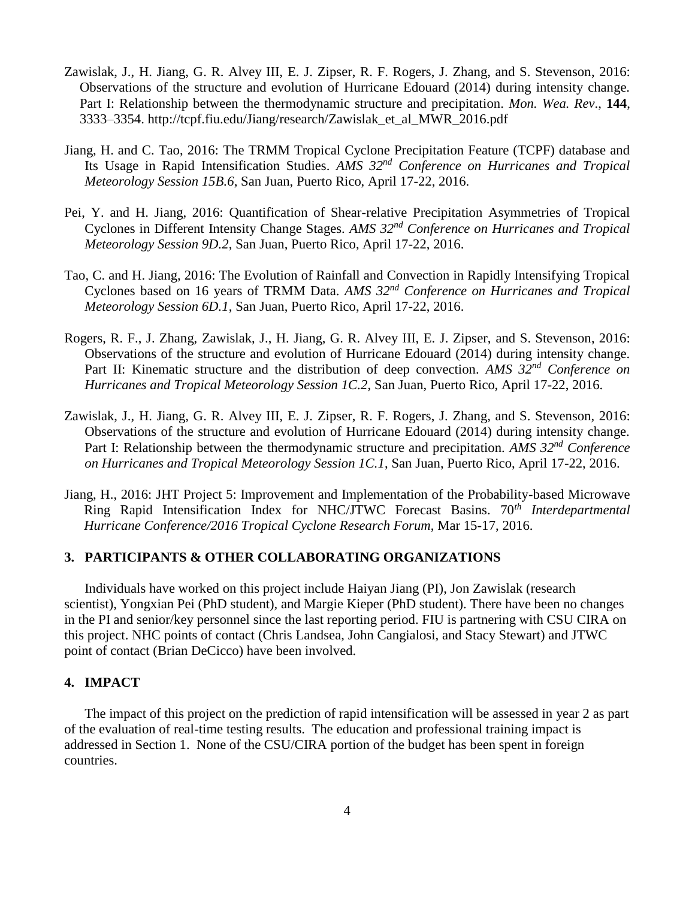Zawislak, J., H. Jiang, G. R. Alvey III, E. J. Zipser, R. F. Rogers, J. Zhang, and S. Stevenson, 2016: Observations of the structure and evolution of Hurricane Edouard (2014) during intensity change. Part I: Relationship between the thermodynamic structure and precipitation. *Mon. Wea. Rev*., **144**, 3333–3354. http://tcpf.fiu.edu/Jiang/research/Zawislak_et_al_MWR_2016.pdf

Jiang, H. and C. Tao, 2016: The TRMM Tropical Cyclone Precipitation Feature (TCPF) database and Its Usage in Rapid Intensification Studies. *AMS 32nd Conference on Hurricanes and Tropical Meteorology Session 15B.6*, San Juan, Puerto Rico, April 17-22, 2016.

Pei, Y. and H. Jiang, 2016: Quantification of Shear-relative Precipitation Asymmetries of Tropical Cyclones in Different Intensity Change Stages. *AMS 32nd Conference on Hurricanes and Tropical Meteorology Session 9D.2*, San Juan, Puerto Rico, April 17-22, 2016.

Tao, C. and H. Jiang, 2016: The Evolution of Rainfall and Convection in Rapidly Intensifying Tropical Cyclones based on 16 years of TRMM Data. *AMS 32nd Conference on Hurricanes and Tropical Meteorology Session 6D.1*, San Juan, Puerto Rico, April 17-22, 2016.

Rogers, R. F., J. Zhang, Zawislak, J., H. Jiang, G. R. Alvey III, E. J. Zipser, and S. Stevenson, 2016: Observations of the structure and evolution of Hurricane Edouard (2014) during intensity change. Part II: Kinematic structure and the distribution of deep convection. *AMS 32nd Conference on Hurricanes and Tropical Meteorology Session 1C.2,* San Juan, Puerto Rico, April 17-22, 2016.

Zawislak, J., H. Jiang, G. R. Alvey III, E. J. Zipser, R. F. Rogers, J. Zhang, and S. Stevenson, 2016: Observations of the structure and evolution of Hurricane Edouard (2014) during intensity change. Part I: Relationship between the thermodynamic structure and precipitation. *AMS 32nd Conference on Hurricanes and Tropical Meteorology Session 1C.1,* San Juan, Puerto Rico, April 17-22, 2016.

Jiang, H., 2016: JHT Project 5: Improvement and Implementation of the Probability-based Microwave Ring Rapid Intensification Index for NHC/JTWC Forecast Basins. 70*th Interdepartmental Hurricane Conference/2016 Tropical Cyclone Research Forum*, Mar 15-17, 2016.

## 3. PARTICIPANTS & OTHER COLLABORATING ORGANIZATIONS

Individuals have worked on this project include Haiyan Jiang (PI), Jon Zawislak (research scientist), Yongxian Pei (PhD student), and Margie Kieper (PhD student). There have been no changes in the PI and senior/key personnel since the last reporting period. FIU is partnering with CSU CIRA on this project. NHC points of contact (Chris Landsea, John Cangialosi, and Stacy Stewart) and JTWC point of contact (Brian DeCicco) have been involved.

## 4. IMPACT

The impact of this project on the prediction of rapid intensification will be assessed in year 2 as part of the evaluation of real-time testing results. The education and professional training impact is addressed in Section 1. None of the CSU/CIRA portion of the budget has been spent in foreign countries.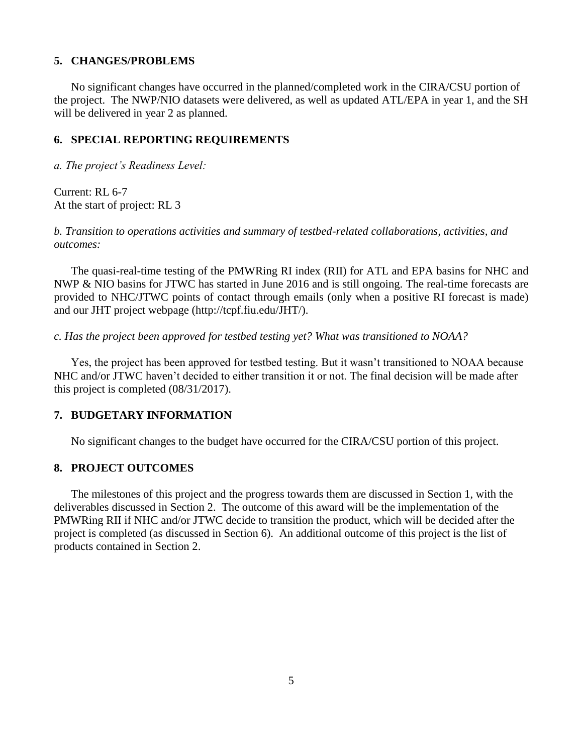## 5. CHANGES/PROBLEMS

No significant changes have occurred in the planned/completed work in the CIRA/CSU portion of the project. The NWP/NIO datasets were delivered, as well as updated ATL/EPA in year 1, and the SH will be delivered in year 2 as planned.

## 6. SPECIAL REPORTING REQUIREMENTS

*a. The project's Readiness Level:*

Current: RL 6-7
At the start of project: RL 3

*b. Transition to operations activities and summary of testbed-related collaborations, activities, and outcomes:*

The quasi-real-time testing of the PMWRing RI index (RII) for ATL and EPA basins for NHC and NWP & NIO basins for JTWC has started in June 2016 and is still ongoing. The real-time forecasts are provided to NHC/JTWC points of contact through emails (only when a positive RI forecast is made) and our JHT project webpage (http://tcpf.fiu.edu/JHT/).

*c. Has the project been approved for testbed testing yet? What was transitioned to NOAA?*

Yes, the project has been approved for testbed testing. But it wasn't transitioned to NOAA because NHC and/or JTWC haven't decided to either transition it or not. The final decision will be made after this project is completed (08/31/2017).

## 7. BUDGETARY INFORMATION

No significant changes to the budget have occurred for the CIRA/CSU portion of this project.

## 8. PROJECT OUTCOMES

The milestones of this project and the progress towards them are discussed in Section 1, with the deliverables discussed in Section 2. The outcome of this award will be the implementation of the PMWRing RII if NHC and/or JTWC decide to transition the product, which will be decided after the project is completed (as discussed in Section 6). An additional outcome of this project is the list of products contained in Section 2.